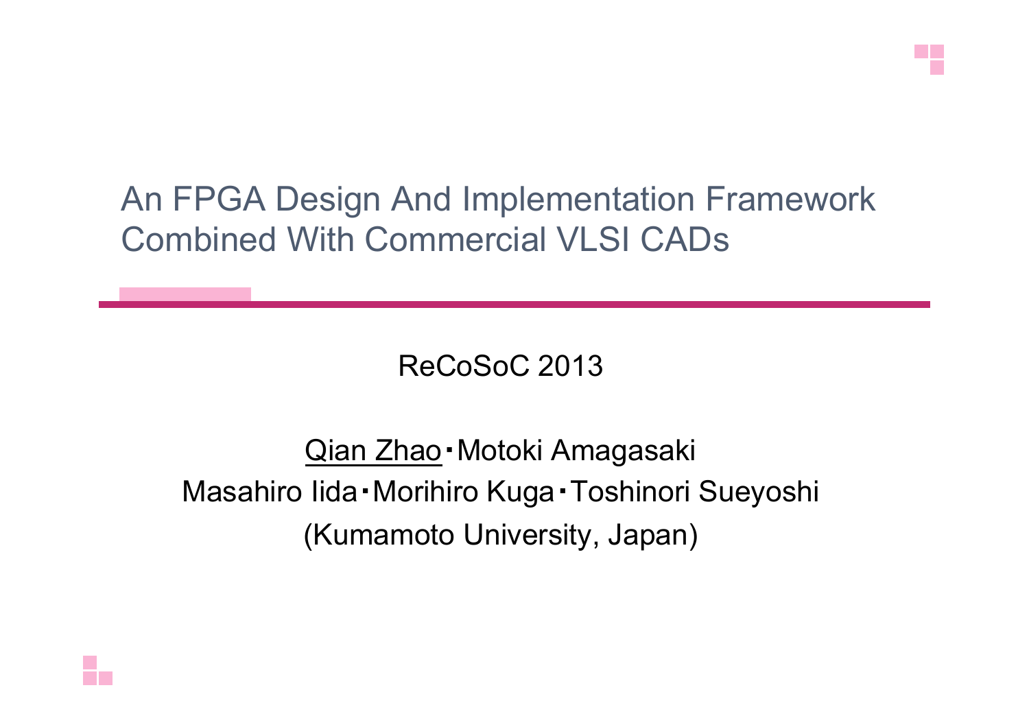# An FPGA Design And Implementation Framework Combined With Commercial VLSI CADs

ReCoSoC 2013

Qian Zhao・Motoki Amagasaki
Masahiro Iida・Morihiro Kuga・Toshinori Sueyoshi
(Kumamoto University, Japan)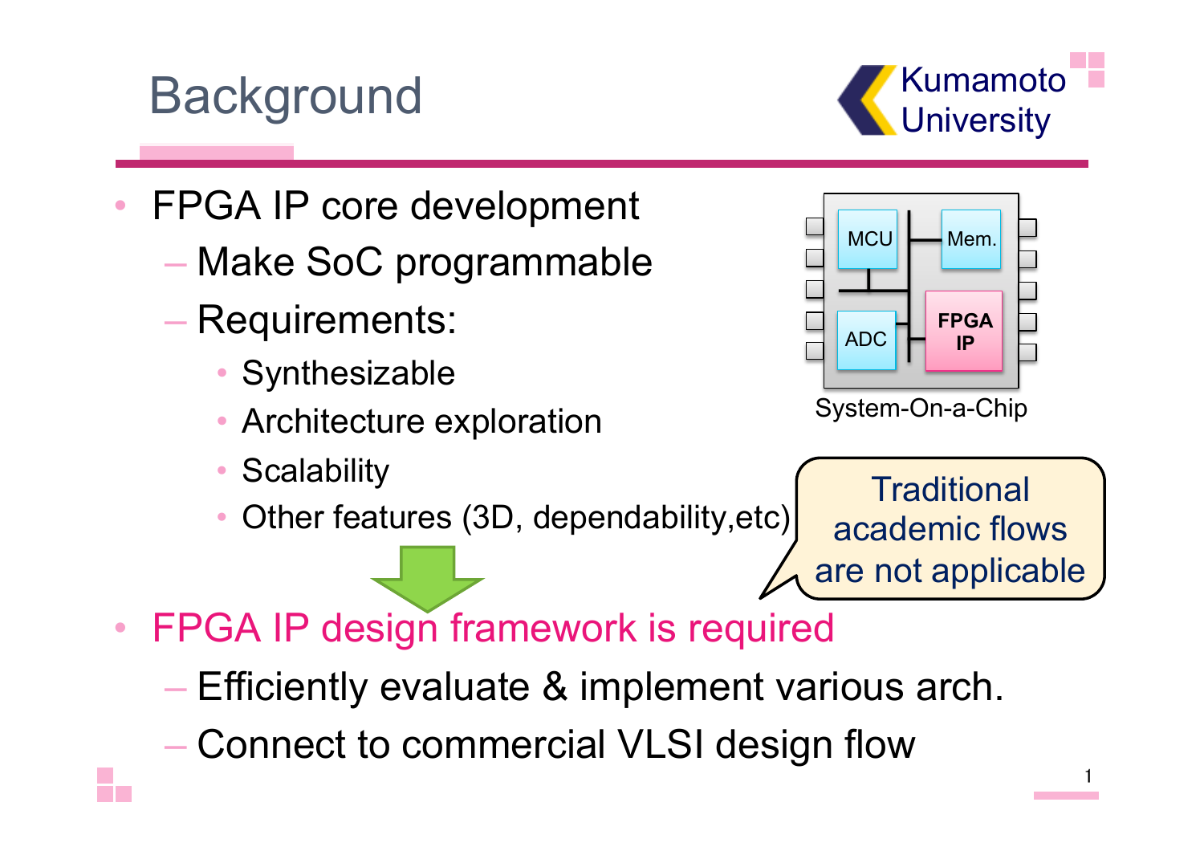# Background

- FPGA IP core development
  - Make SoC programmable
  - Requirements:
    - Synthesizable
    - Architecture exploration
    - Scalability
    - Other features (3D, dependability,etc)

MCU | Mem. | ADC | FPGA IP

System-On-a-Chip

Traditional academic flows are not applicable

- FPGA IP design framework is required
  - Efficiently evaluate & implement various arch.
  - Connect to commercial VLSI design flow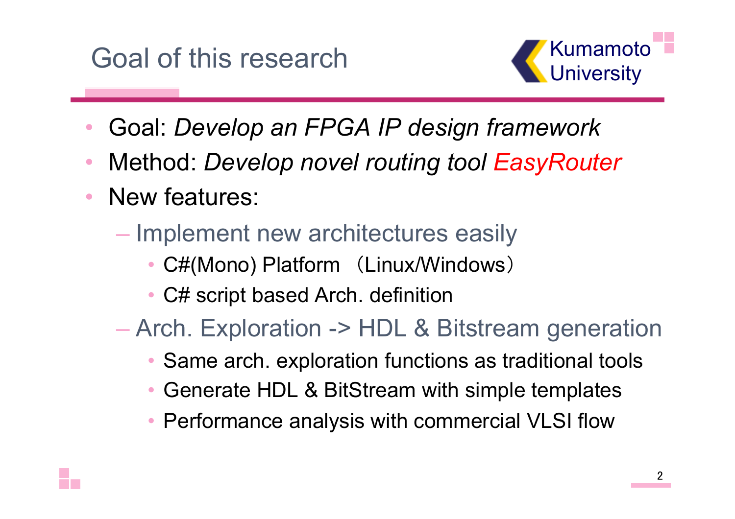# Goal of this research

- Goal: *Develop an FPGA IP design framework*
- Method: *Develop novel routing tool EasyRouter*
- New features:
  - Implement new architectures easily
    - C#(Mono) Platform （Linux/Windows）
    - C# script based Arch. definition
  - Arch. Exploration -> HDL & Bitstream generation
    - Same arch. exploration functions as traditional tools
    - Generate HDL & BitStream with simple templates
    - Performance analysis with commercial VLSI flow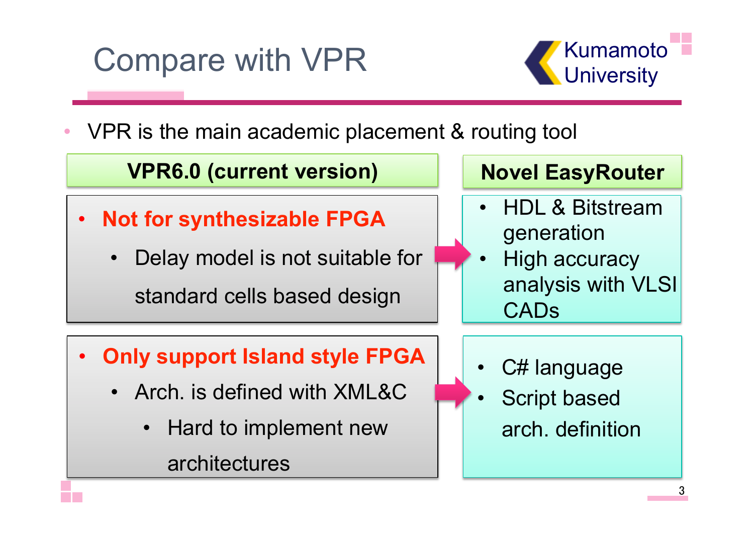# Compare with VPR

- VPR is the main academic placement & routing tool

| VPR6.0 (current version) | Novel EasyRouter |
| --- | --- |
| **Not for synthesizable FPGA**<br>• Delay model is not suitable for standard cells based design | • HDL & Bitstream generation<br>• High accuracy analysis with VLSI CADs |
| **Only support Island style FPGA**<br>• Arch. is defined with XML&C<br>  • Hard to implement new architectures | • C# language<br>• Script based arch. definition |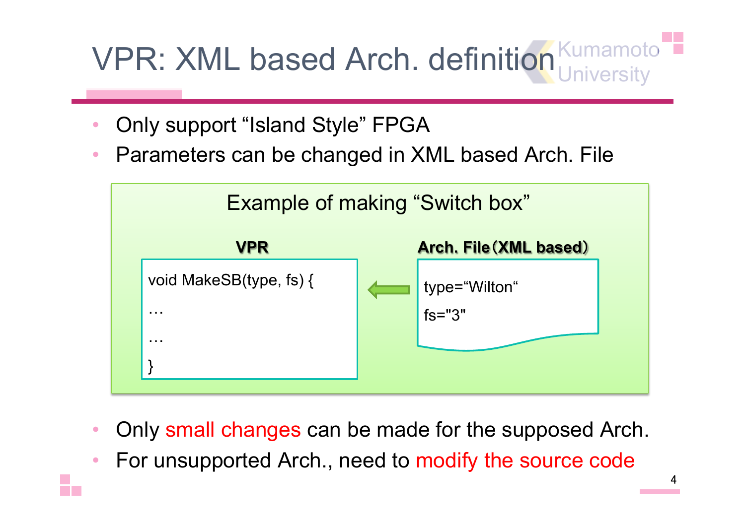# VPR: XML based Arch. definition

- Only support "Island Style" FPGA
- Parameters can be changed in XML based Arch. File

Example of making "Switch box"

**VPR**

```
void MakeSB(type, fs) {
…
…
}
```

**Arch. File（XML based）**

```
type="Wilton"
fs="3"
```

- Only small changes can be made for the supposed Arch.
- For unsupported Arch., need to modify the source code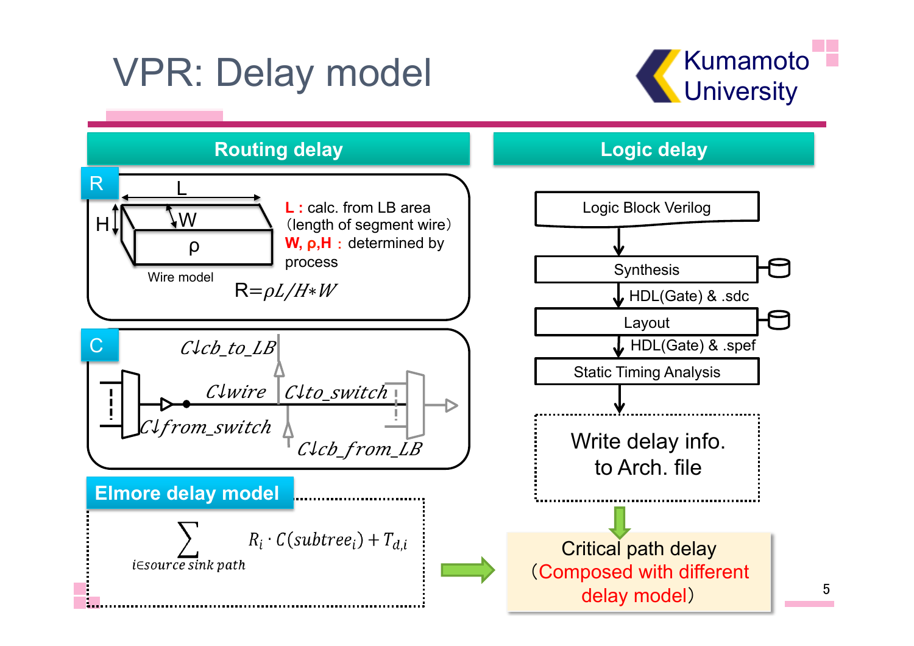# VPR: Delay model

## Routing delay

### R

Wire model (L, W, H, ρ)

**L :** calc. from LB area (length of segment wire)

**W, ρ, H :** determined by process

$$R = \rho L / H * W$$

### C

$C_{cb\_to\_LB}$, $C_{wire}$, $C_{to\_switch}$, $C_{from\_switch}$, $C_{cb\_from\_LB}$

### Elmore delay model

$$\sum_{i \in source\ sink\ path} R_i \cdot C(subtree_i) + T_{d,i}$$

## Logic delay

Logic Block Verilog
↓
Synthesis
↓ HDL(Gate) & .sdc
Layout
↓ HDL(Gate) & .spef
Static Timing Analysis
↓
Write delay info. to Arch. file

Critical path delay (Composed with different delay model)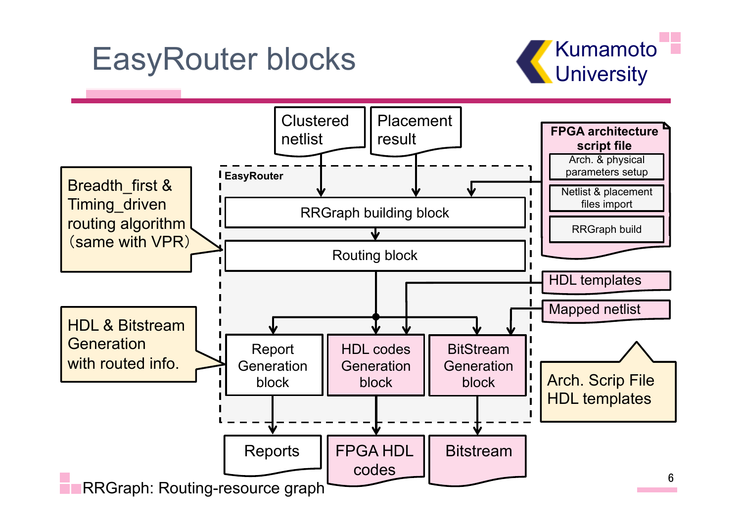# EasyRouter blocks

Clustered netlist

Placement result

**FPGA architecture script file**
- Arch. & physical parameters setup
- Netlist & placement files import
- RRGraph build

**EasyRouter**

RRGraph building block

Routing block

Breadth_first & Timing_driven routing algorithm（same with VPR）

HDL templates

Mapped netlist

Report Generation block

HDL codes Generation block

BitStream Generation block

HDL & Bitstream Generation with routed info.

Arch. Scrip File
HDL templates

Reports

FPGA HDL codes

Bitstream

RRGraph: Routing-resource graph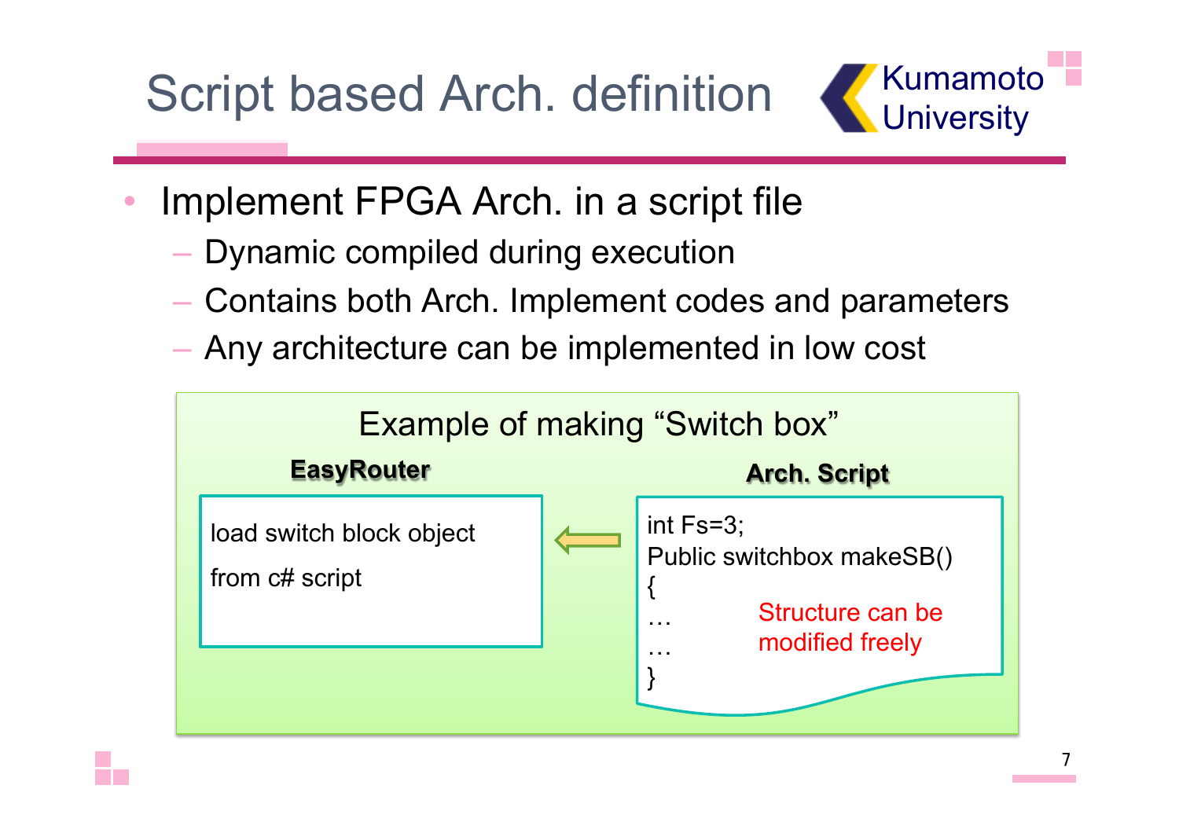# Script based Arch. definition

- Implement FPGA Arch. in a script file
  - Dynamic compiled during execution
  - Contains both Arch. Implement codes and parameters
  - Any architecture can be implemented in low cost

Example of making "Switch box"

**EasyRouter**

load switch block object

from c# script

**Arch. Script**

```
int Fs=3;
Public switchbox makeSB()
{
…
…
}
```

Structure can be modified freely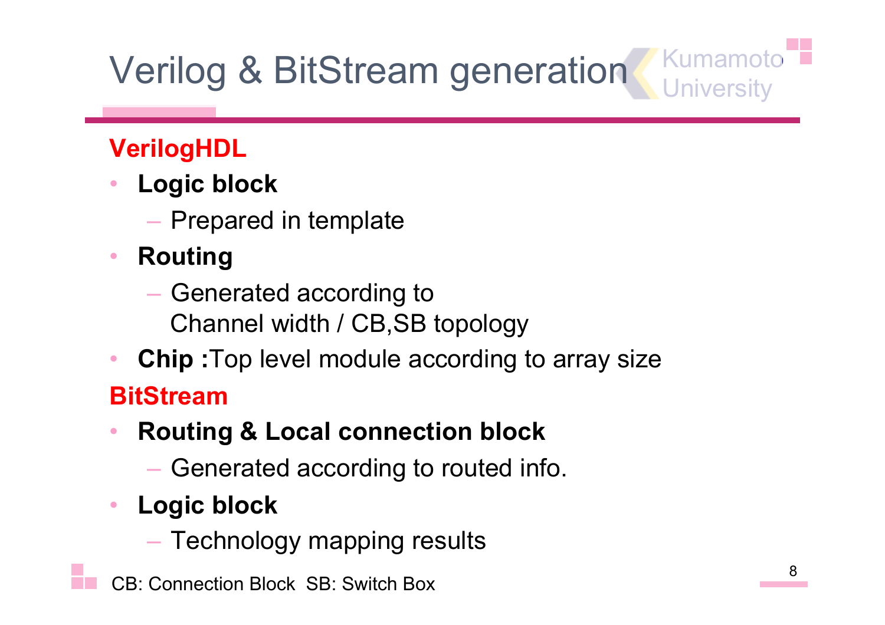# Verilog & BitStream generation

## VerilogHDL

- **Logic block**
  - Prepared in template
- **Routing**
  - Generated according to Channel width / CB,SB topology
- **Chip :** Top level module according to array size

## BitStream

- **Routing & Local connection block**
  - Generated according to routed info.
- **Logic block**
  - Technology mapping results

CB: Connection Block SB: Switch Box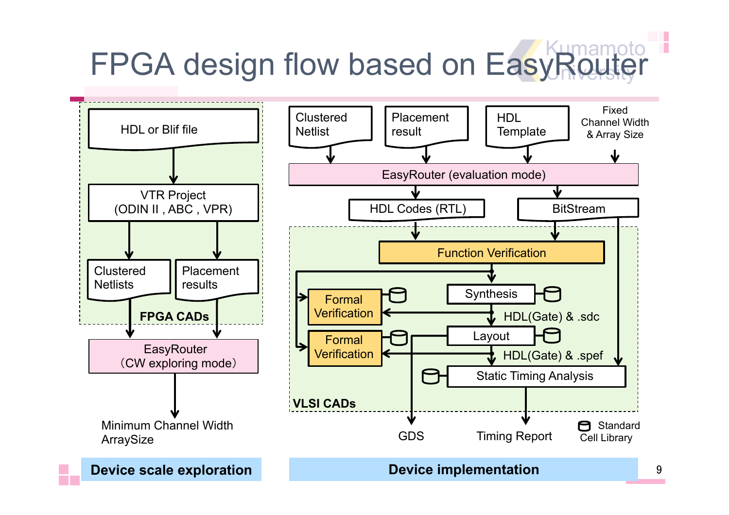# FPGA design flow based on EasyRouter

**Device scale exploration**

- HDL or Blif file
- VTR Project (ODIN II , ABC , VPR)
- Clustered Netlists
- Placement results
- **FPGA CADs**
- EasyRouter （CW exploring mode）
- Minimum Channel Width ArraySize

**Device implementation**

- Clustered Netlist
- Placement result
- HDL Template
- Fixed Channel Width & Array Size
- EasyRouter (evaluation mode)
- HDL Codes (RTL)
- BitStream
- Function Verification
- Synthesis
- Formal Verification
- HDL(Gate) & .sdc
- Layout
- Formal Verification
- HDL(Gate) & .spef
- Static Timing Analysis
- **VLSI CADs**
- GDS
- Timing Report
- Standard Cell Library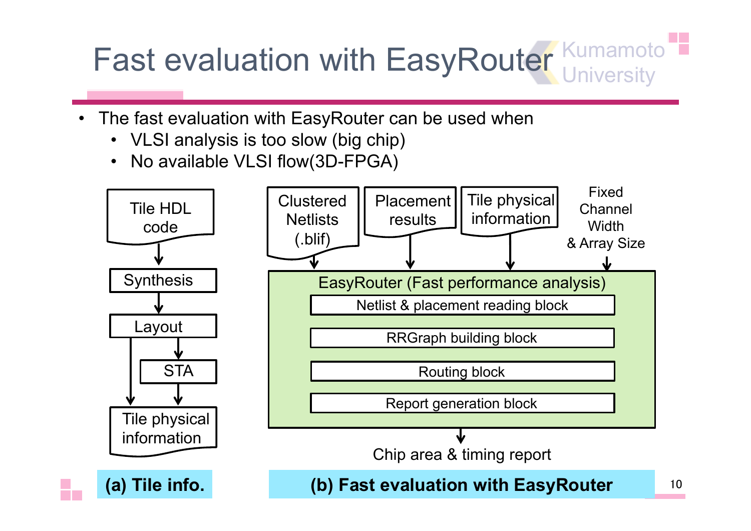# Fast evaluation with EasyRouter

- The fast evaluation with EasyRouter can be used when
  - VLSI analysis is too slow (big chip)
  - No available VLSI flow(3D-FPGA)

Tile HDL code → Synthesis → Layout → STA → Tile physical information

**(a) Tile info.**

Clustered Netlists (.blif) / Placement results / Tile physical information / Fixed Channel Width & Array Size → EasyRouter (Fast performance analysis)

- Netlist & placement reading block
- RRGraph building block
- Routing block
- Report generation block

→ Chip area & timing report

**(b) Fast evaluation with EasyRouter**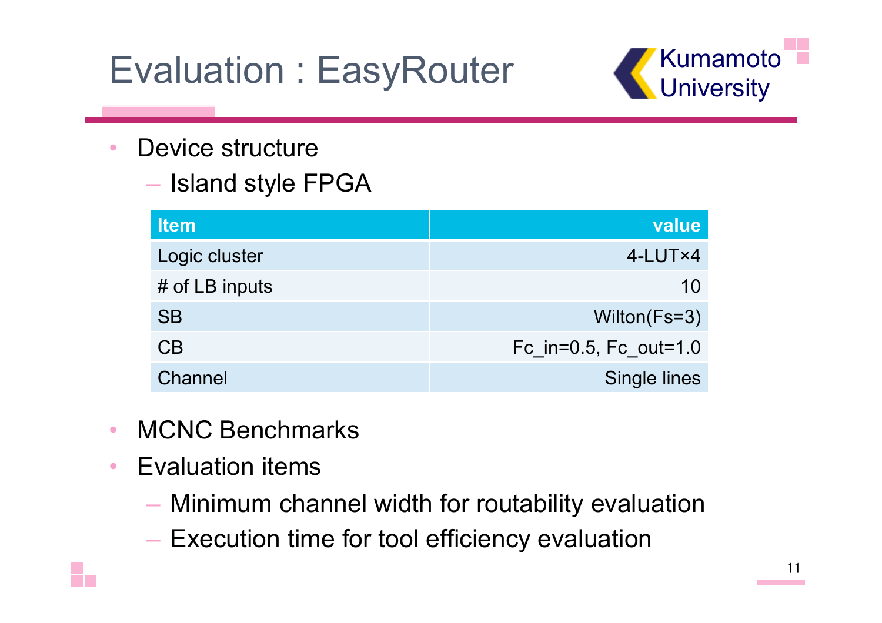# Evaluation : EasyRouter

- Device structure
  - Island style FPGA

| Item | value |
|---|---:|
| Logic cluster | 4-LUT×4 |
| # of LB inputs | 10 |
| SB | Wilton(Fs=3) |
| CB | Fc_in=0.5, Fc_out=1.0 |
| Channel | Single lines |

- MCNC Benchmarks
- Evaluation items
  - Minimum channel width for routability evaluation
  - Execution time for tool efficiency evaluation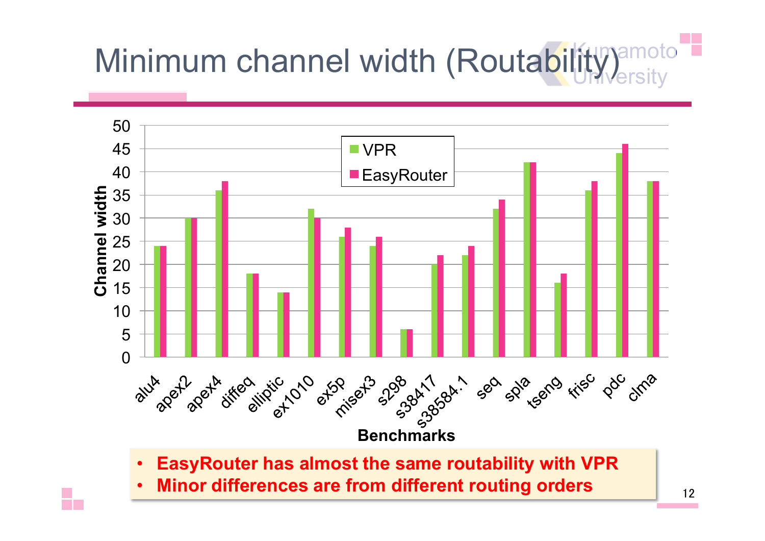# Minimum channel width (Routability)

| Benchmarks | VPR | EasyRouter |
|---|---|---|
| alu4 | 24 | 24 |
| apex2 | 30 | 30 |
| apex4 | 36 | 38 |
| diffeq | 18 | 18 |
| elliptic | 14 | 14 |
| ex1010 | 32 | 30 |
| ex5p | 26 | 28 |
| misex3 | 24 | 26 |
| s298 | 6 | 6 |
| s38417 | 20 | 22 |
| s38584.1 | 22 | 24 |
| seq | 32 | 34 |
| spla | 42 | 42 |
| tseng | 16 | 18 |
| frisc | 36 | 38 |
| pdc | 44 | 46 |
| clma | 38 | 38 |

- **EasyRouter has almost the same routability with VPR**
- **Minor differences are from different routing orders**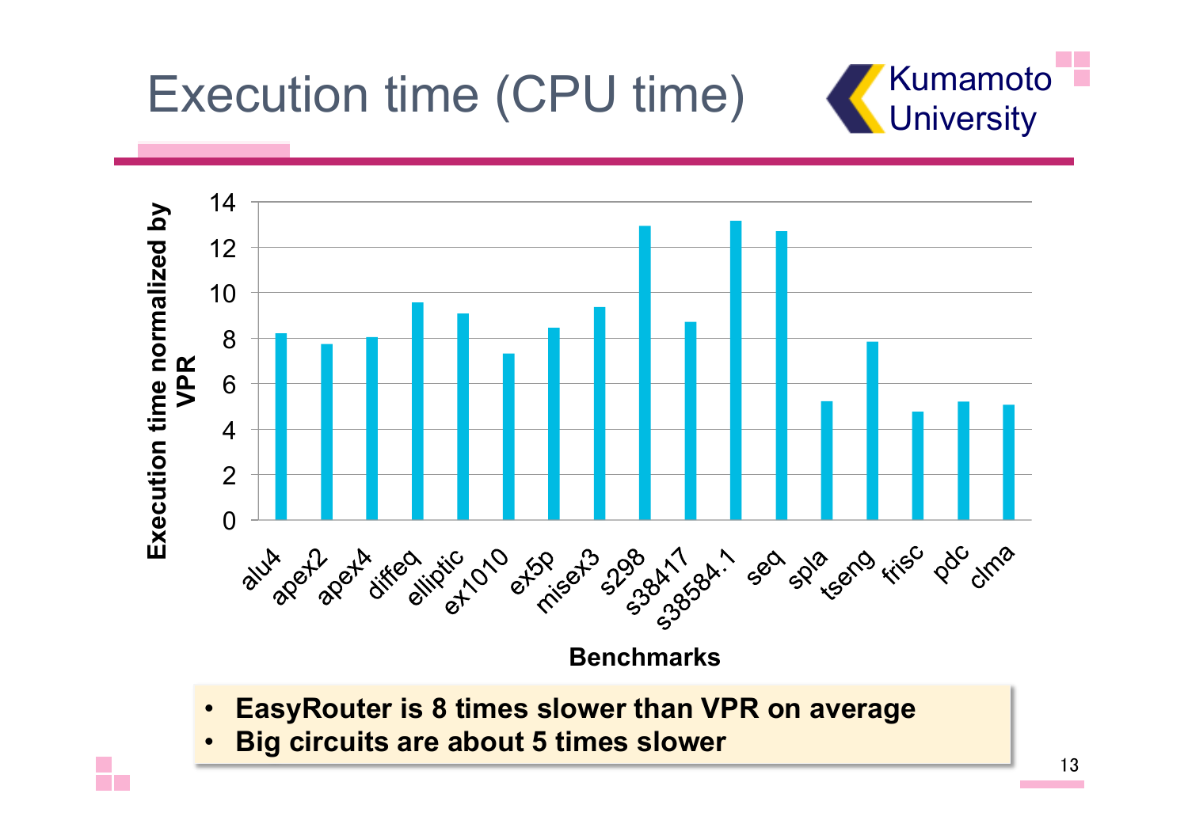# Execution time (CPU time)

| Benchmarks | Execution time normalized by VPR |
|---|---|
| alu4 | 8.2 |
| apex2 | 7.7 |
| apex4 | 8.0 |
| diffeq | 9.5 |
| elliptic | 9.0 |
| ex1010 | 7.3 |
| ex5p | 8.4 |
| misex3 | 9.3 |
| s298 | 12.9 |
| s38417 | 8.7 |
| s38584.1 | 13.1 |
| seq | 12.7 |
| spla | 5.2 |
| tseng | 7.8 |
| frisc | 4.7 |
| pdc | 5.2 |
| clma | 5.0 |

- **EasyRouter is 8 times slower than VPR on average**
- **Big circuits are about 5 times slower**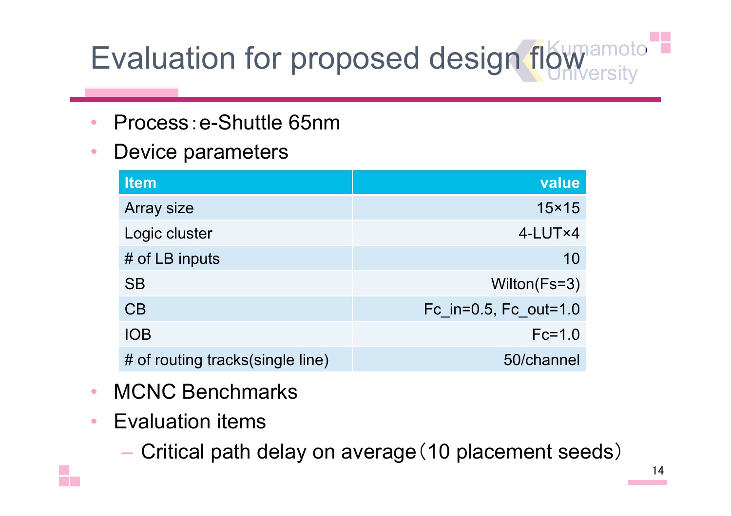# Evaluation for proposed design flow

- Process：e-Shuttle 65nm
- Device parameters

| Item | value |
|---|---:|
| Array size | 15×15 |
| Logic cluster | 4-LUT×4 |
| # of LB inputs | 10 |
| SB | Wilton(Fs=3) |
| CB | Fc_in=0.5, Fc_out=1.0 |
| IOB | Fc=1.0 |
| # of routing tracks(single line) | 50/channel |

- MCNC Benchmarks
- Evaluation items
  - Critical path delay on average（10 placement seeds）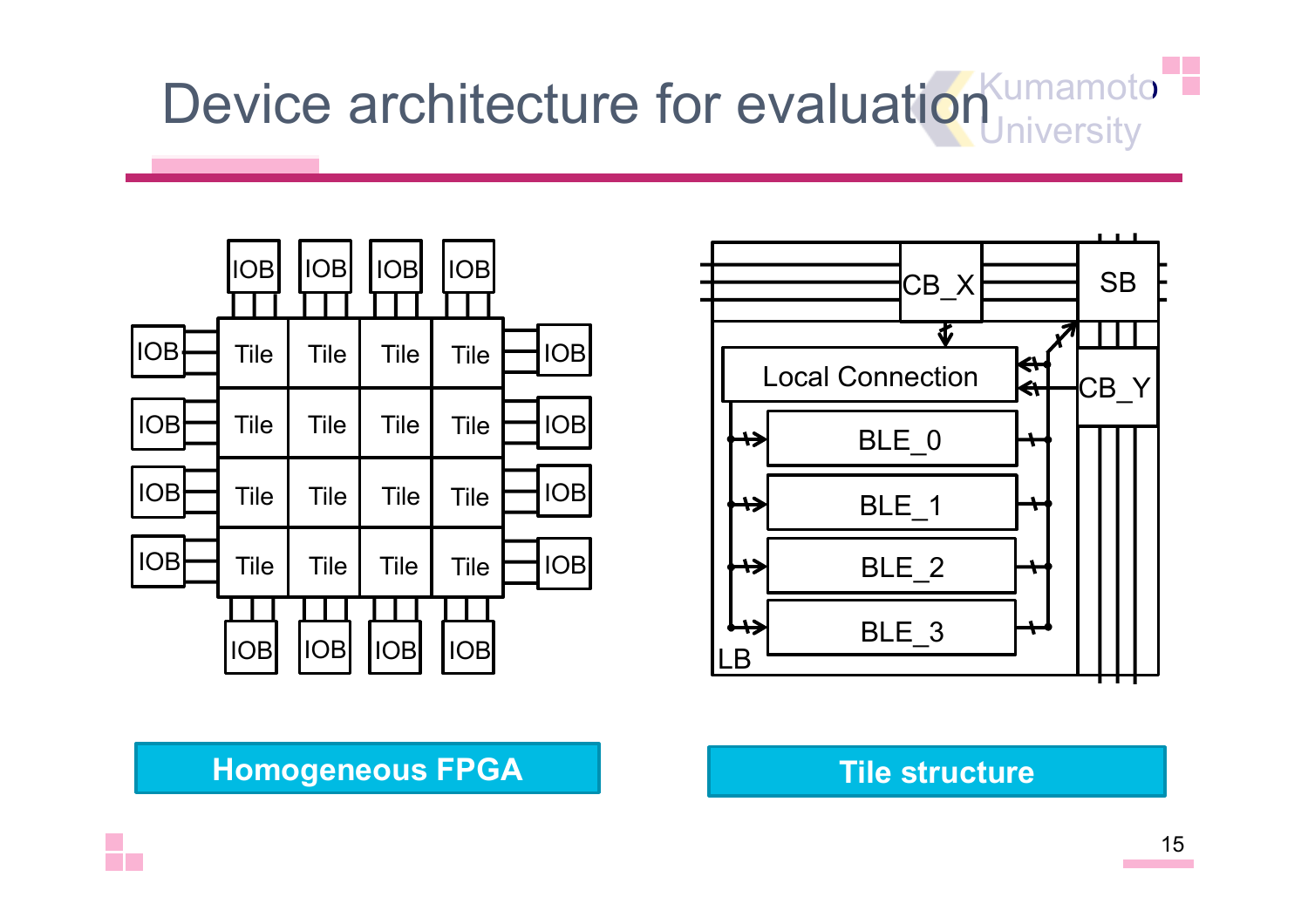# Device architecture for evaluation

**Homogeneous FPGA**

**Tile structure**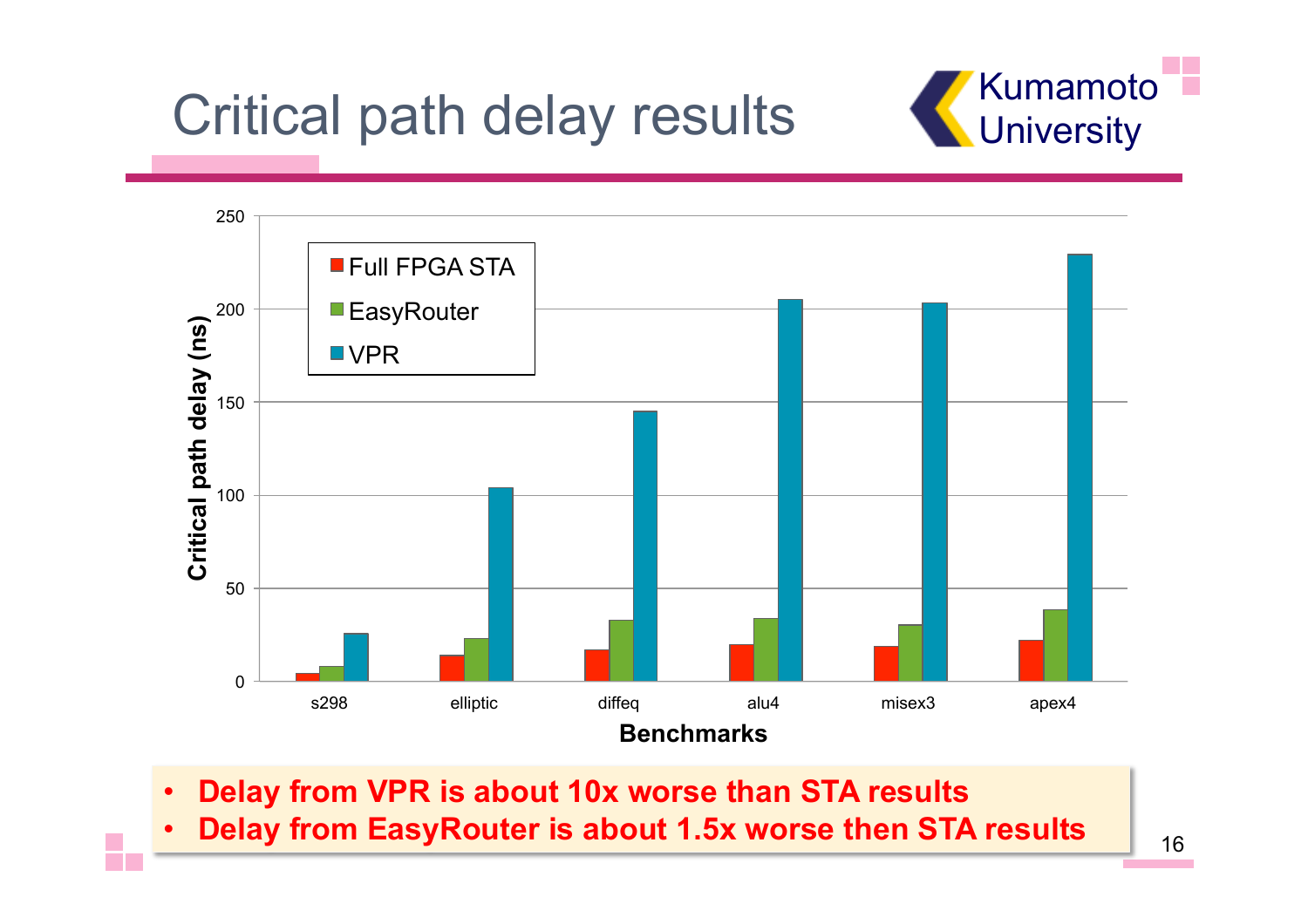# Critical path delay results

- **Delay from VPR is about 10x worse than STA results**
- **Delay from EasyRouter is about 1.5x worse then STA results**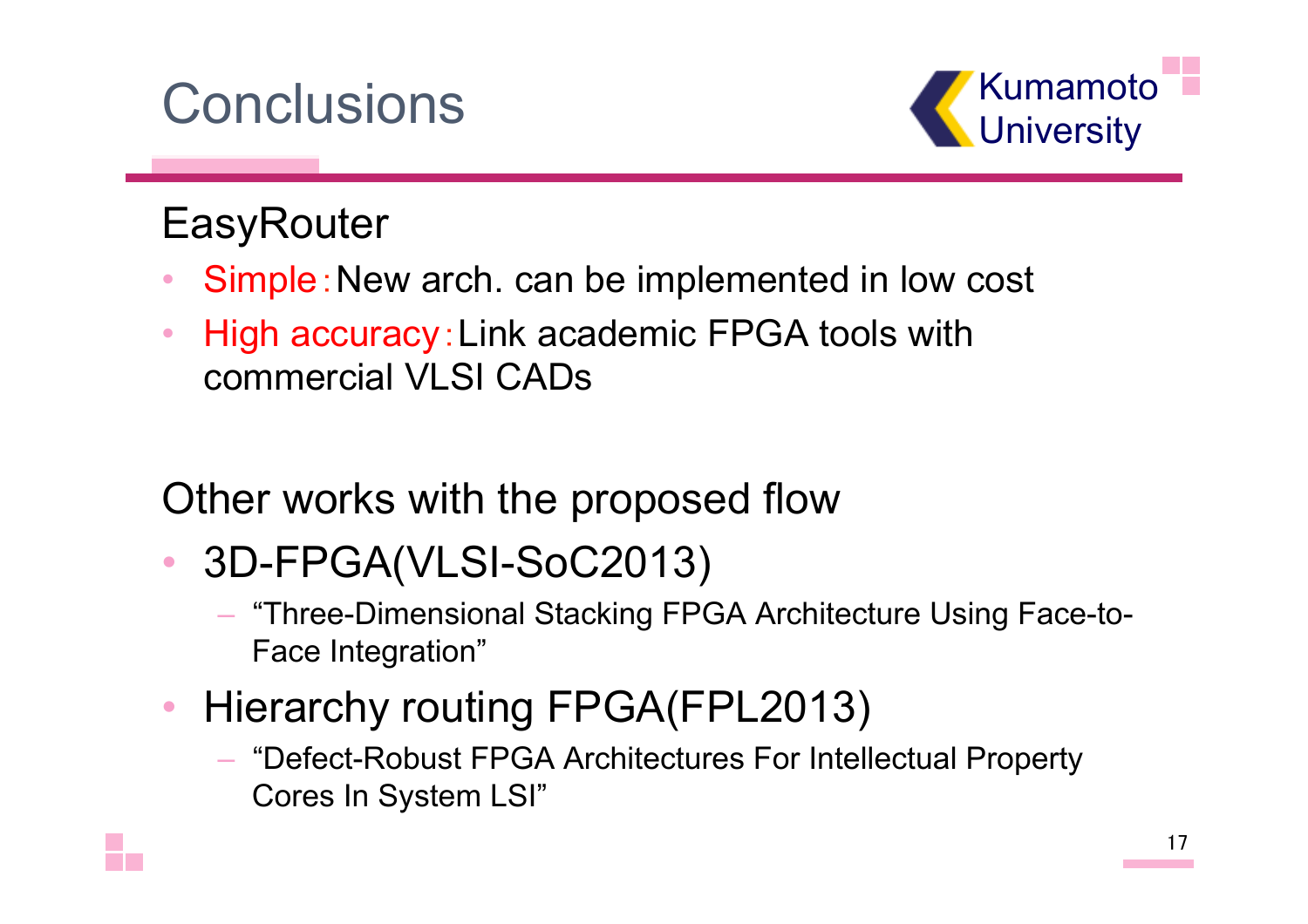# Conclusions

## EasyRouter

- Simple：New arch. can be implemented in low cost
- High accuracy：Link academic FPGA tools with commercial VLSI CADs

## Other works with the proposed flow

- 3D-FPGA(VLSI-SoC2013)
  - "Three-Dimensional Stacking FPGA Architecture Using Face-to-Face Integration"
- Hierarchy routing FPGA(FPL2013)
  - "Defect-Robust FPGA Architectures For Intellectual Property Cores In System LSI"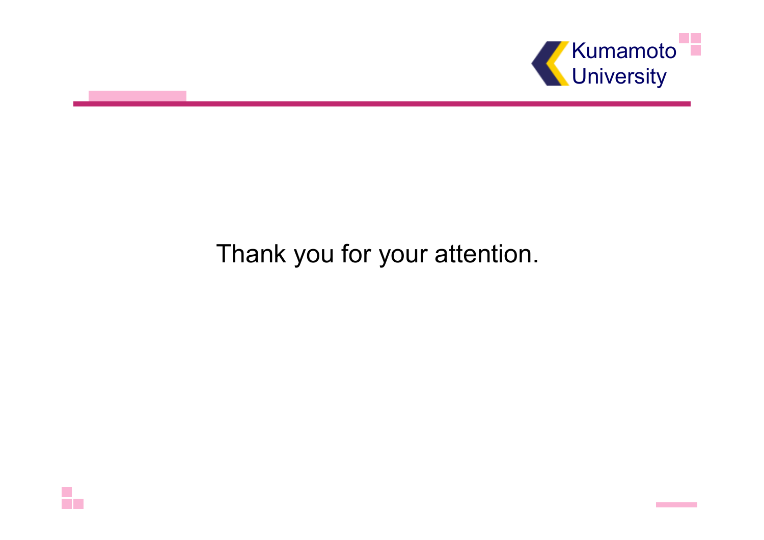Thank you for your attention.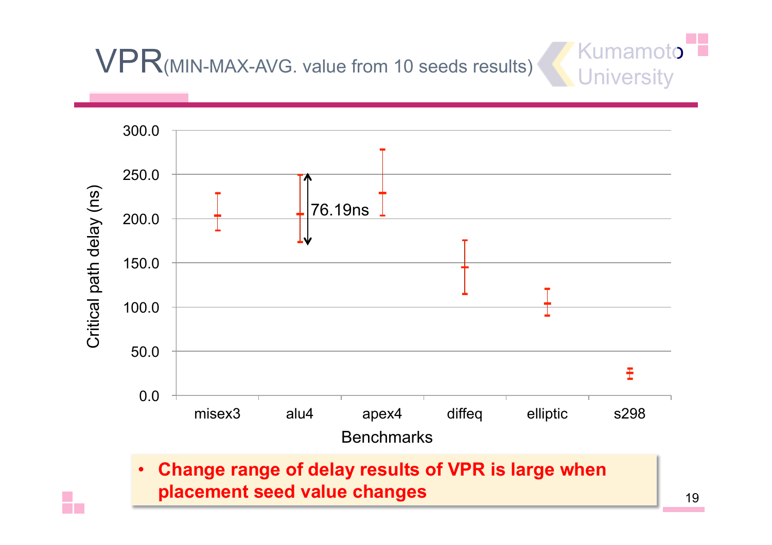# VPR(MIN-MAX-AVG. value from 10 seeds results)

Critical path delay (ns)

300.0
250.0
200.0
150.0
100.0
50.0
0.0

76.19ns

misex3 alu4 apex4 diffeq elliptic s298

Benchmarks

- **Change range of delay results of VPR is large when placement seed value changes**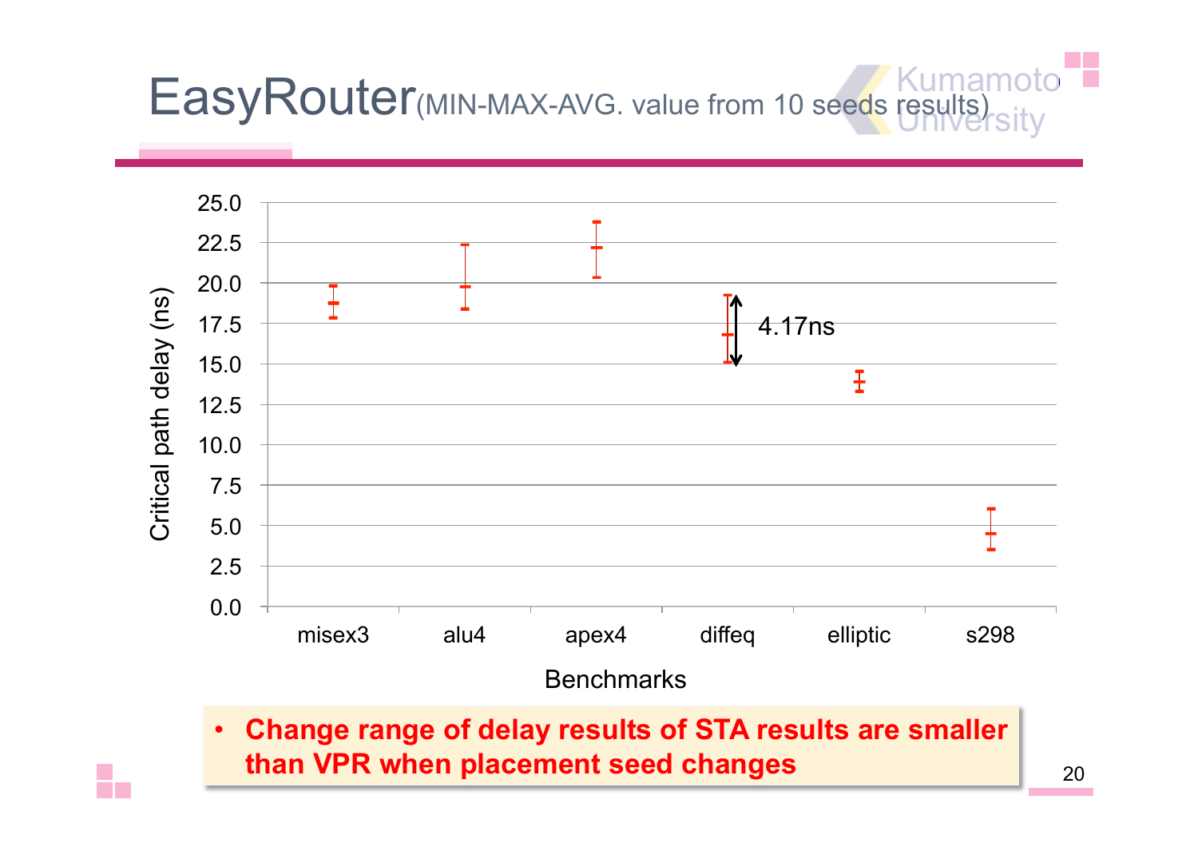# EasyRouter(MIN-MAX-AVG. value from 10 seeds results)

25.0
22.5
20.0
17.5
15.0
12.5
10.0
7.5
5.0
2.5
0.0

Critical path delay (ns)

4.17ns

misex3
alu4
apex4
diffeq
elliptic
s298

Benchmarks

- **Change range of delay results of STA results are smaller than VPR when placement seed changes**